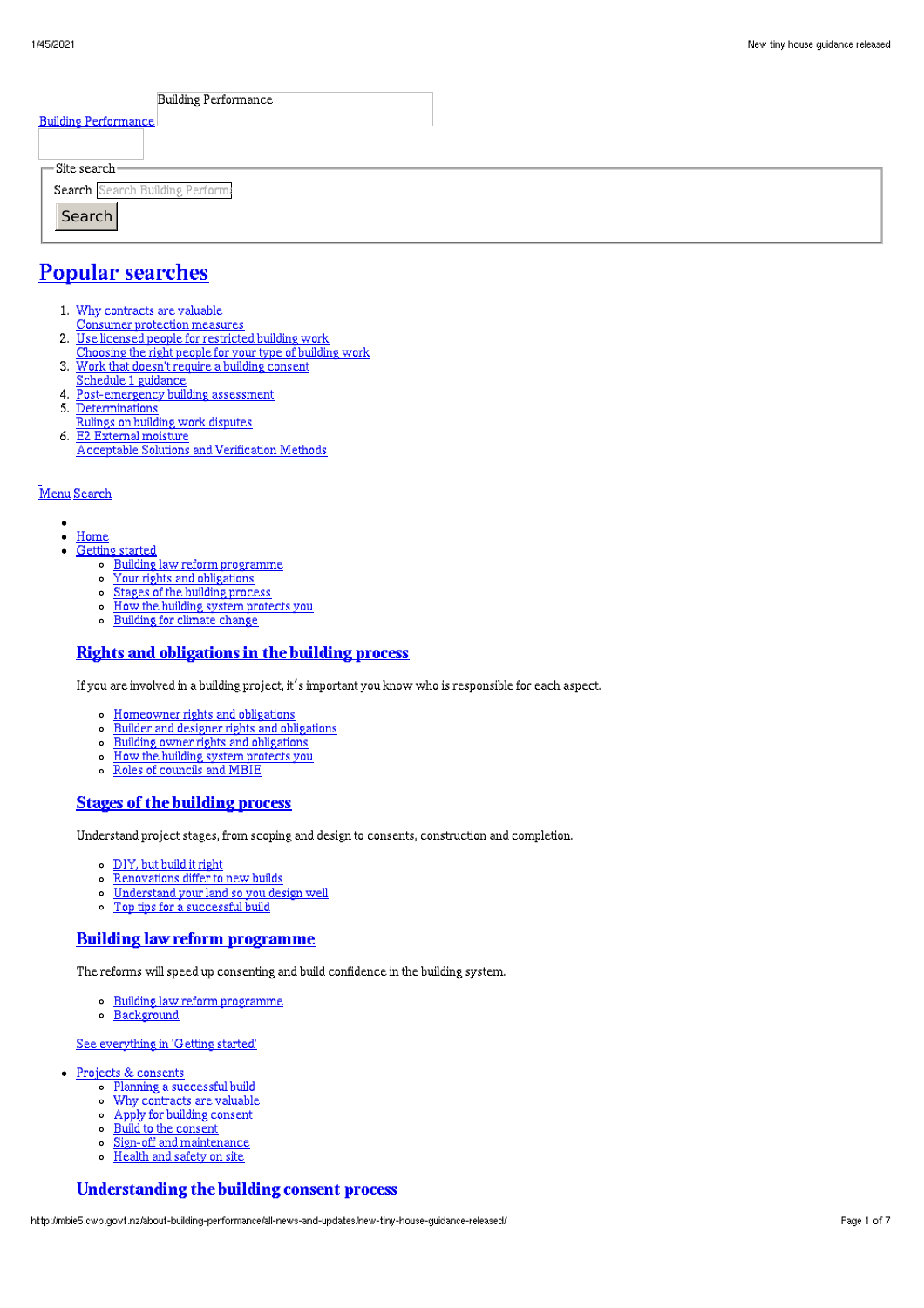Building Performance

Building Performance

Site search

Search

Search

# Popular searches

1. Why contracts are valuable
   Consumer protection measures
2. Use licensed people for restricted building work
   Choosing the right people for your type of building work
3. Work that doesn't require a building consent
   Schedule 1 guidance
4. Post-emergency building assessment
5. Determinations
   Rulings on building work disputes
6. E2 External moisture
   Acceptable Solutions and Verification Methods

Menu Search

- Home
- Getting started
  - Building law reform programme
  - Your rights and obligations
  - Stages of the building process
  - How the building system protects you
  - Building for climate change

  ### Rights and obligations in the building process

  If you are involved in a building project, it's important you know who is responsible for each aspect.

  - Homeowner rights and obligations
  - Builder and designer rights and obligations
  - Building owner rights and obligations
  - How the building system protects you
  - Roles of councils and MBIE

  ### Stages of the building process

  Understand project stages, from scoping and design to consents, construction and completion.

  - DIY, but build it right
  - Renovations differ to new builds
  - Understand your land so you design well
  - Top tips for a successful build

  ### Building law reform programme

  The reforms will speed up consenting and build confidence in the building system.

  - Building law reform programme
  - Background

  See everything in 'Getting started'

- Projects & consents
  - Planning a successful build
  - Why contracts are valuable
  - Apply for building consent
  - Build to the consent
  - Sign-off and maintenance
  - Health and safety on site

  ### Understanding the building consent process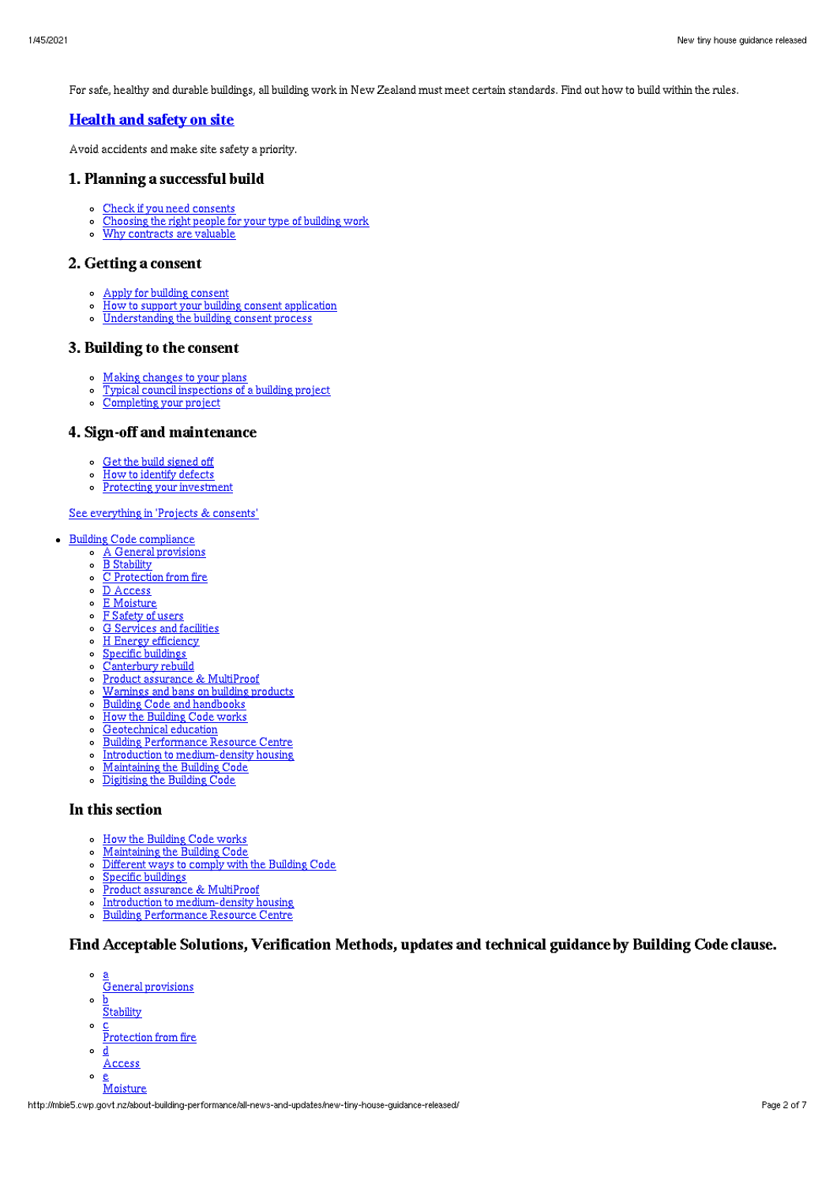For safe, healthy and durable buildings, all building work in New Zealand must meet certain standards. Find out how to build within the rules.

## [Health and safety on site]

Avoid accidents and make site safety a priority.

### 1. Planning a successful build

- Check if you need consents
- Choosing the right people for your type of building work
- Why contracts are valuable

### 2. Getting a consent

- Apply for building consent
- How to support your building consent application
- Understanding the building consent process

### 3. Building to the consent

- Making changes to your plans
- Typical council inspections of a building project
- Completing your project

### 4. Sign-off and maintenance

- Get the build signed off
- How to identify defects
- Protecting your investment

See everything in 'Projects & consents'

- Building Code compliance
  - A General provisions
  - B Stability
  - C Protection from fire
  - D Access
  - E Moisture
  - F Safety of users
  - G Services and facilities
  - H Energy efficiency
  - Specific buildings
  - Canterbury rebuild
  - Product assurance & MultiProof
  - Warnings and bans on building products
  - Building Code and handbooks
  - How the Building Code works
  - Geotechnical education
  - Building Performance Resource Centre
  - Introduction to medium-density housing
  - Maintaining the Building Code
  - Digitising the Building Code

### In this section

- How the Building Code works
- Maintaining the Building Code
- Different ways to comply with the Building Code
- Specific buildings
- Product assurance & MultiProof
- Introduction to medium-density housing
- Building Performance Resource Centre

### Find Acceptable Solutions, Verification Methods, updates and technical guidance by Building Code clause.

- a
  General provisions
- b
  Stability
- c
  Protection from fire
- d
  Access
- e
  Moisture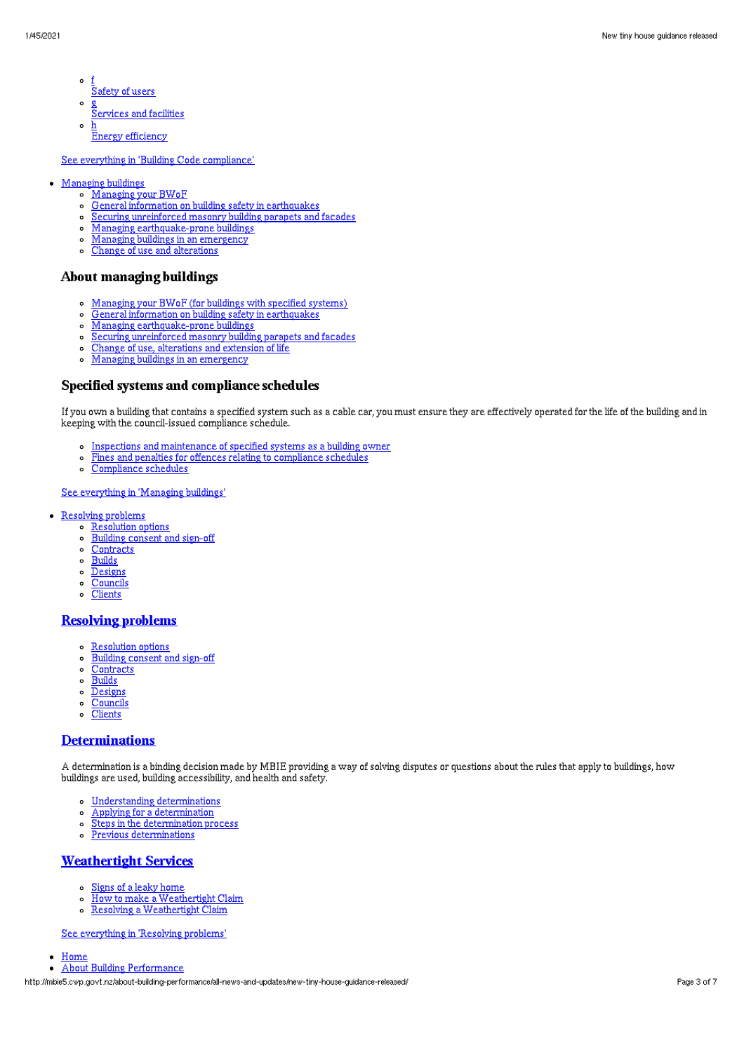- f
  Safety of users
- g
  Services and facilities
- h
  Energy efficiency

See everything in 'Building Code compliance'

- Managing buildings
  - Managing your BWoF
  - General information on building safety in earthquakes
  - Securing unreinforced masonry building parapets and facades
  - Managing earthquake-prone buildings
  - Managing buildings in an emergency
  - Change of use and alterations

### About managing buildings

- Managing your BWoF (for buildings with specified systems)
- General information on building safety in earthquakes
- Managing earthquake-prone buildings
- Securing unreinforced masonry building parapets and facades
- Change of use, alterations and extension of life
- Managing buildings in an emergency

### Specified systems and compliance schedules

If you own a building that contains a specified system such as a cable car, you must ensure they are effectively operated for the life of the building and in keeping with the council-issued compliance schedule.

- Inspections and maintenance of specified systems as a building owner
- Fines and penalties for offences relating to compliance schedules
- Compliance schedules

See everything in 'Managing buildings'

- Resolving problems
  - Resolution options
  - Building consent and sign-off
  - Contracts
  - Builds
  - Designs
  - Councils
  - Clients

### Resolving problems

- Resolution options
- Building consent and sign-off
- Contracts
- Builds
- Designs
- Councils
- Clients

### Determinations

A determination is a binding decision made by MBIE providing a way of solving disputes or questions about the rules that apply to buildings, how buildings are used, building accessibility, and health and safety.

- Understanding determinations
- Applying for a determination
- Steps in the determination process
- Previous determinations

### Weathertight Services

- Signs of a leaky home
- How to make a Weathertight Claim
- Resolving a Weathertight Claim

See everything in 'Resolving problems'

- Home
- About Building Performance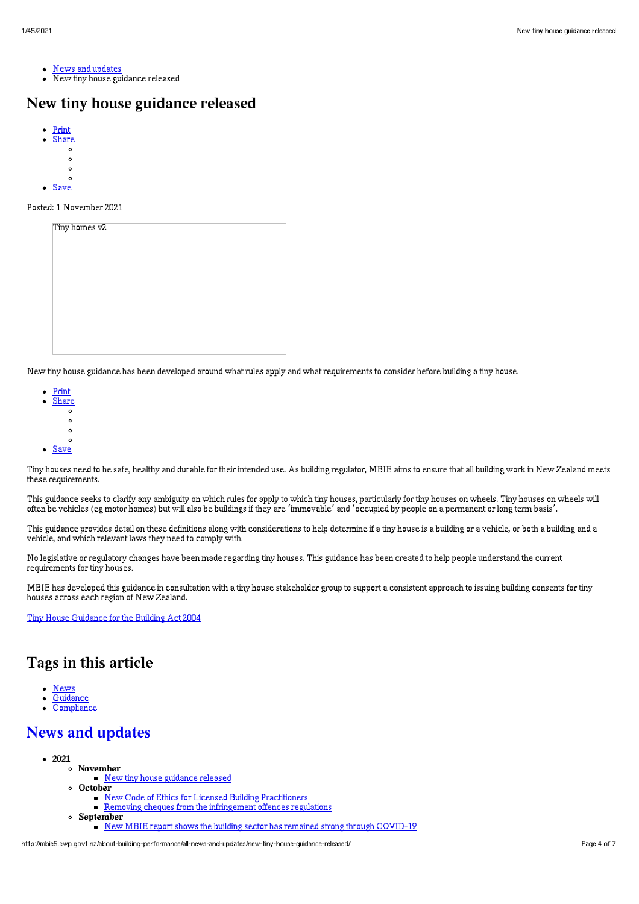- [News and updates]
- New tiny house guidance released

# New tiny house guidance released

- [Print]
- [Share]
- [Save]

Posted: 1 November 2021

Tiny homes v2

New tiny house guidance has been developed around what rules apply and what requirements to consider before building a tiny house.

- [Print]
- [Share]
- [Save]

Tiny houses need to be safe, healthy and durable for their intended use. As building regulator, MBIE aims to ensure that all building work in New Zealand meets these requirements.

This guidance seeks to clarify any ambiguity on which rules for apply to which tiny houses, particularly for tiny houses on wheels. Tiny houses on wheels will often be vehicles (eg motor homes) but will also be buildings if they are 'immovable' and 'occupied by people on a permanent or long term basis'.

This guidance provides detail on these definitions along with considerations to help determine if a tiny house is a building or a vehicle, or both a building and a vehicle, and which relevant laws they need to comply with.

No legislative or regulatory changes have been made regarding tiny houses. This guidance has been created to help people understand the current requirements for tiny houses.

MBIE has developed this guidance in consultation with a tiny house stakeholder group to support a consistent approach to issuing building consents for tiny houses across each region of New Zealand.

[Tiny House Guidance for the Building Act 2004]

## Tags in this article

- [News]
- [Guidance]
- [Compliance]

## [News and updates]

- **2021**
  - **November**
    - [New tiny house guidance released]
  - **October**
    - [New Code of Ethics for Licensed Building Practitioners]
    - [Removing cheques from the infringement offences regulations]
  - **September**
    - [New MBIE report shows the building sector has remained strong through COVID-19]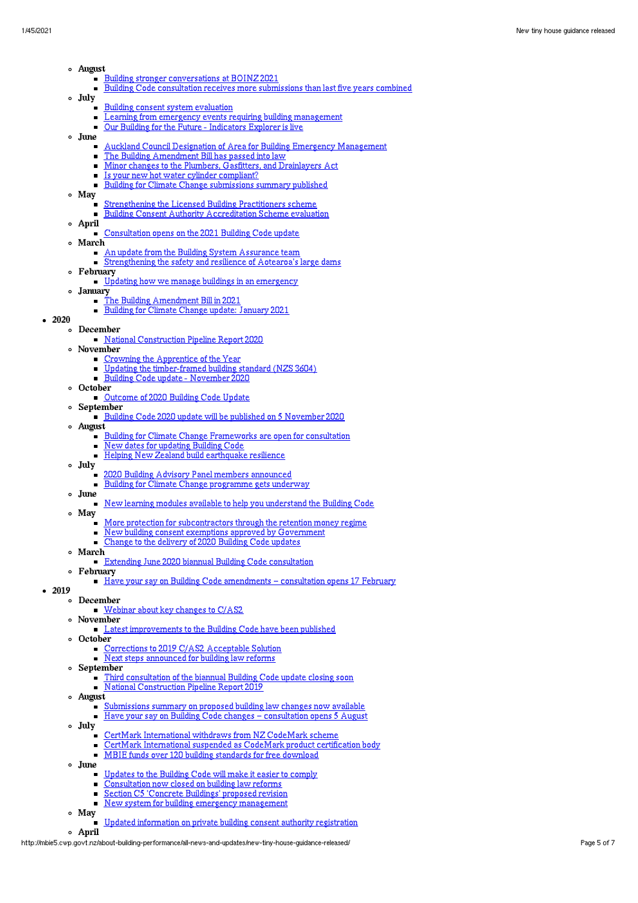- August
  - Building stronger conversations at BOINZ 2021
  - Building Code consultation receives more submissions than last five years combined
- July
  - Building consent system evaluation
  - Learning from emergency events requiring building management
  - Our Building for the Future - Indicators Explorer is live
- June
  - Auckland Council Designation of Area for Building Emergency Management
  - The Building Amendment Bill has passed into law
  - Minor changes to the Plumbers, Gasfitters, and Drainlayers Act
  - Is your new hot water cylinder compliant?
  - Building for Climate Change submissions summary published
- May
  - Strengthening the Licensed Building Practitioners scheme
  - Building Consent Authority Accreditation Scheme evaluation
- April
  - Consultation opens on the 2021 Building Code update
- March
  - An update from the Building System Assurance team
  - Strengthening the safety and resilience of Aotearoa's large dams
- February
  - Updating how we manage buildings in an emergency
- January
  - The Building Amendment Bill in 2021
  - Building for Climate Change update: January 2021

- **2020**
  - December
    - National Construction Pipeline Report 2020
  - November
    - Crowning the Apprentice of the Year
    - Updating the timber-framed building standard (NZS 3604)
    - Building Code update - November 2020
  - October
    - Outcome of 2020 Building Code Update
  - September
    - Building Code 2020 update will be published on 5 November 2020
  - August
    - Building for Climate Change Frameworks are open for consultation
    - New dates for updating Building Code
    - Helping New Zealand build earthquake resilience
  - July
    - 2020 Building Advisory Panel members announced
    - Building for Climate Change programme gets underway
  - June
    - New learning modules available to help you understand the Building Code
  - May
    - More protection for subcontractors through the retention money regime
    - New building consent exemptions approved by Government
    - Change to the delivery of 2020 Building Code updates
  - March
    - Extending June 2020 biannual Building Code consultation
  - February
    - Have your say on Building Code amendments – consultation opens 17 February
- **2019**
  - December
    - Webinar about key changes to C/AS2
  - November
    - Latest improvements to the Building Code have been published
  - October
    - Corrections to 2019 C/AS2 Acceptable Solution
    - Next steps announced for building law reforms
  - September
    - Third consultation of the biannual Building Code update closing soon
    - National Construction Pipeline Report 2019
  - August
    - Submissions summary on proposed building law changes now available
    - Have your say on Building Code changes – consultation opens 5 August
  - July
    - CertMark International withdraws from NZ CodeMark scheme
    - CertMark International suspended as CodeMark product certification body
    - MBIE funds over 120 building standards for free download
  - June
    - Updates to the Building Code will make it easier to comply
    - Consultation now closed on building law reforms
    - Section C5 'Concrete Buildings' proposed revision
    - New system for building emergency management
  - May
    - Updated information on private building consent authority registration
  - April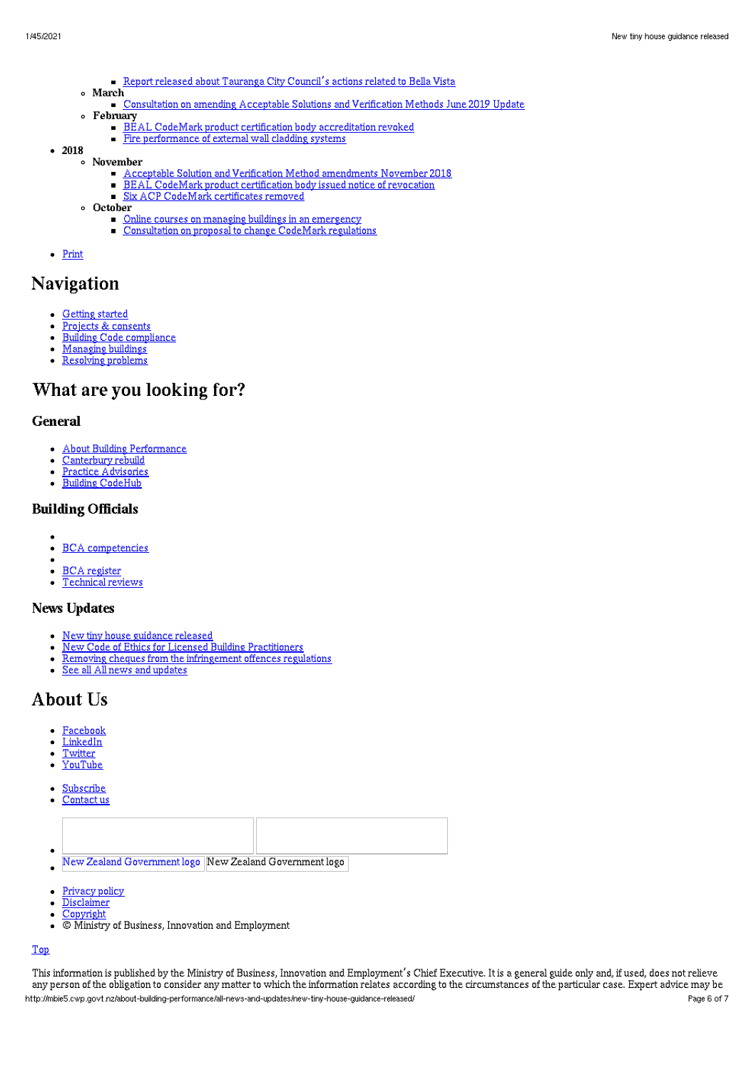- Report released about Tauranga City Council's actions related to Bella Vista
    - **March**
        - Consultation on amending Acceptable Solutions and Verification Methods June 2019 Update
    - **February**
        - BEAL CodeMark product certification body accreditation revoked
        - Fire performance of external wall cladding systems
- **2018**
    - **November**
        - Acceptable Solution and Verification Method amendments November 2018
        - BEAL CodeMark product certification body issued notice of revocation
        - Six ACP CodeMark certificates removed
    - **October**
        - Online courses on managing buildings in an emergency
        - Consultation on proposal to change CodeMark regulations

- Print

# Navigation

- Getting started
- Projects & consents
- Building Code compliance
- Managing buildings
- Resolving problems

# What are you looking for?

## General

- About Building Performance
- Canterbury rebuild
- Practice Advisories
- Building CodeHub

## Building Officials

- BCA competencies
- BCA register
- Technical reviews

## News Updates

- New tiny house guidance released
- New Code of Ethics for Licensed Building Practitioners
- Removing cheques from the infringement offences regulations
- See all All news and updates

# About Us

- Facebook
- LinkedIn
- Twitter
- YouTube

- Subscribe
- Contact us

- New Zealand Government logo | New Zealand Government logo

- Privacy policy
- Disclaimer
- Copyright
- © Ministry of Business, Innovation and Employment

Top

This information is published by the Ministry of Business, Innovation and Employment's Chief Executive. It is a general guide only and, if used, does not relieve any person of the obligation to consider any matter to which the information relates according to the circumstances of the particular case. Expert advice may be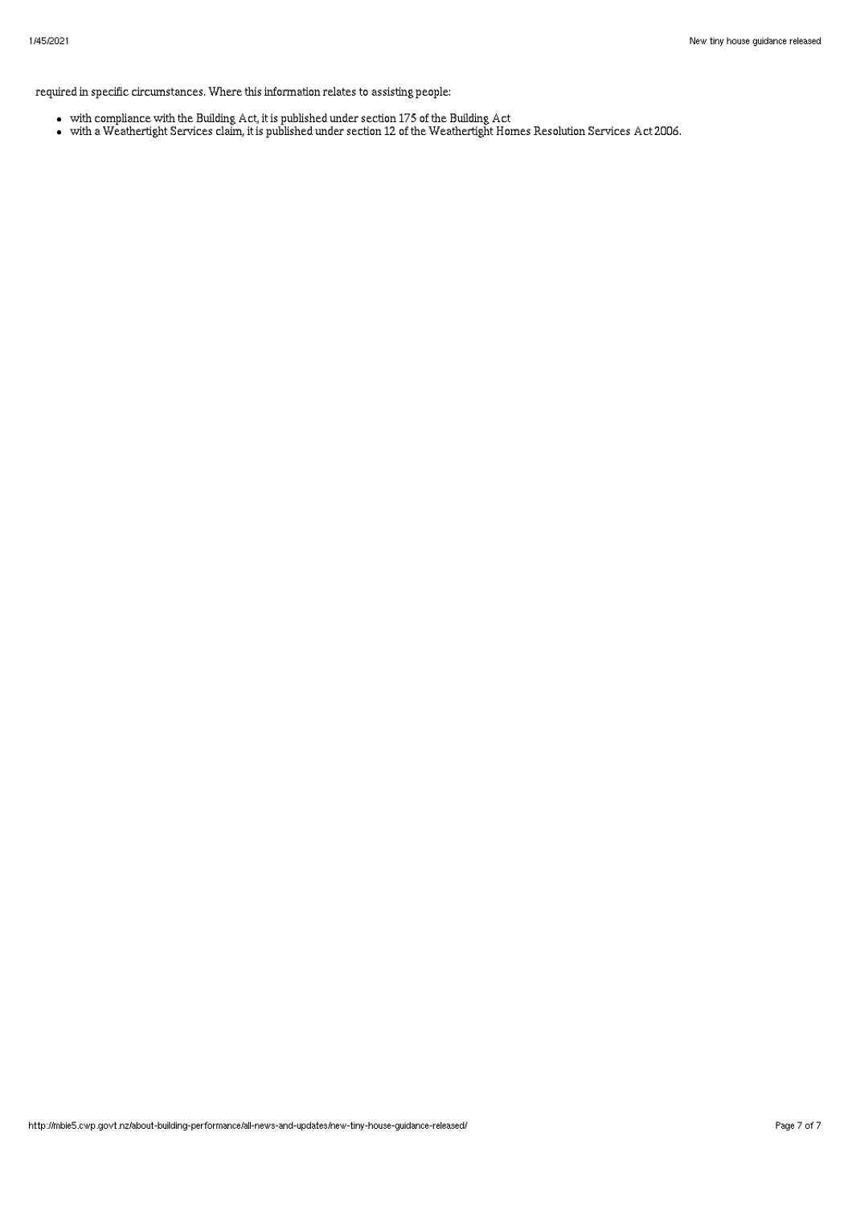required in specific circumstances. Where this information relates to assisting people:

- with compliance with the Building Act, it is published under section 175 of the Building Act
- with a Weathertight Services claim, it is published under section 12 of the Weathertight Homes Resolution Services Act 2006.